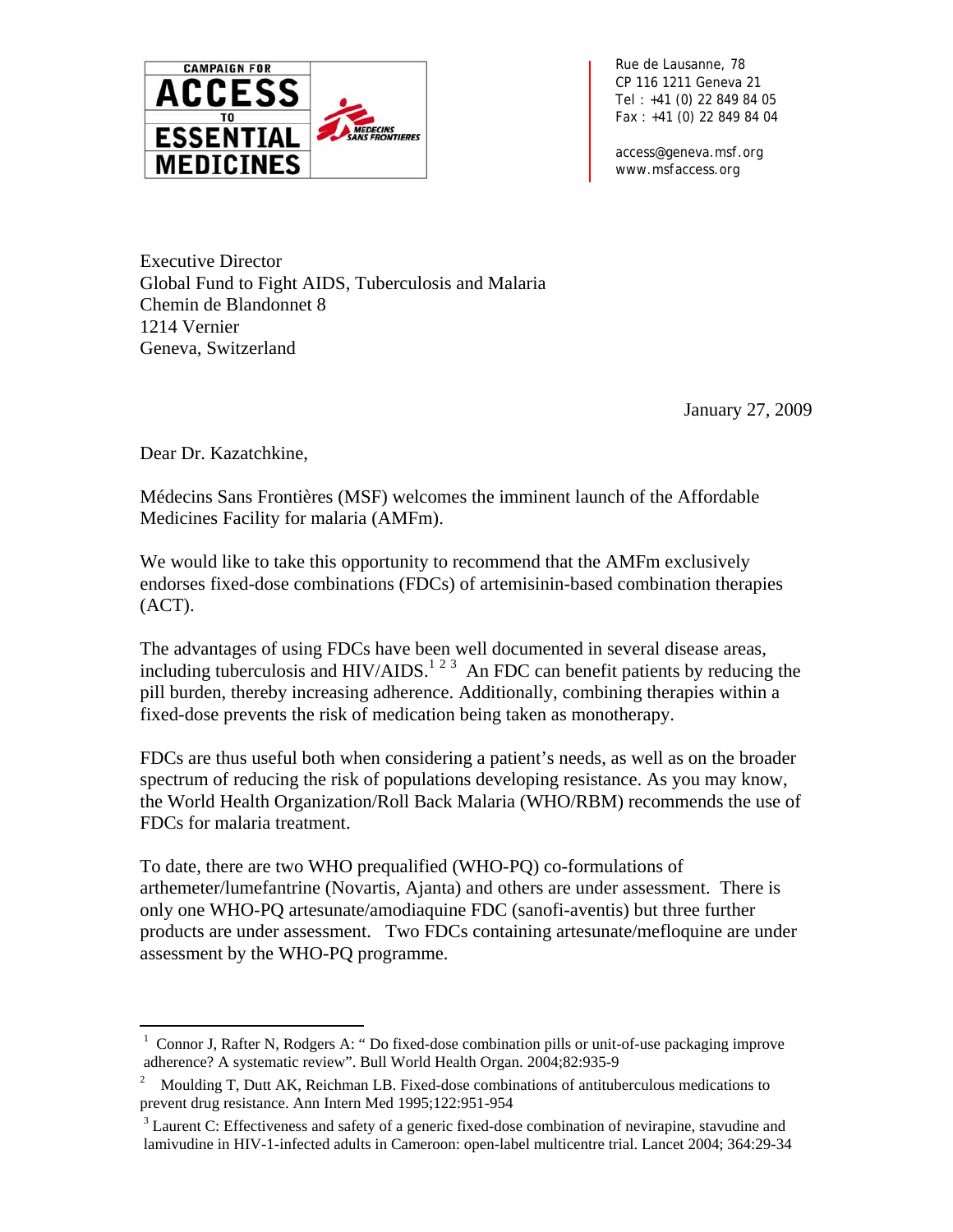CAMPAIGN FOR **ACCESS** TO **ESSENTIAL MEDICINES**

MEDECINS SANS FRONTIERES

Rue de Lausanne, 78
CP 116 1211 Geneva 21
Tel : +41 (0) 22 849 84 05
Fax : +41 (0) 22 849 84 04

access@geneva.msf.org
www.msfaccess.org

Executive Director
Global Fund to Fight AIDS, Tuberculosis and Malaria
Chemin de Blandonnet 8
1214 Vernier
Geneva, Switzerland

January 27, 2009

Dear Dr. Kazatchkine,

Médecins Sans Frontières (MSF) welcomes the imminent launch of the Affordable Medicines Facility for malaria (AMFm).

We would like to take this opportunity to recommend that the AMFm exclusively endorses fixed-dose combinations (FDCs) of artemisinin-based combination therapies (ACT).

The advantages of using FDCs have been well documented in several disease areas, including tuberculosis and HIV/AIDS.[1 2 3] An FDC can benefit patients by reducing the pill burden, thereby increasing adherence. Additionally, combining therapies within a fixed-dose prevents the risk of medication being taken as monotherapy.

FDCs are thus useful both when considering a patient's needs, as well as on the broader spectrum of reducing the risk of populations developing resistance. As you may know, the World Health Organization/Roll Back Malaria (WHO/RBM) recommends the use of FDCs for malaria treatment.

To date, there are two WHO prequalified (WHO-PQ) co-formulations of arthemeter/lumefantrine (Novartis, Ajanta) and others are under assessment. There is only one WHO-PQ artesunate/amodiaquine FDC (sanofi-aventis) but three further products are under assessment. Two FDCs containing artesunate/mefloquine are under assessment by the WHO-PQ programme.

---

[1] Connor J, Rafter N, Rodgers A: " Do fixed-dose combination pills or unit-of-use packaging improve adherence? A systematic review". Bull World Health Organ. 2004;82:935-9

[2] Moulding T, Dutt AK, Reichman LB. Fixed-dose combinations of antituberculous medications to prevent drug resistance. Ann Intern Med 1995;122:951-954

[3] Laurent C: Effectiveness and safety of a generic fixed-dose combination of nevirapine, stavudine and lamivudine in HIV-1-infected adults in Cameroon: open-label multicentre trial. Lancet 2004; 364:29-34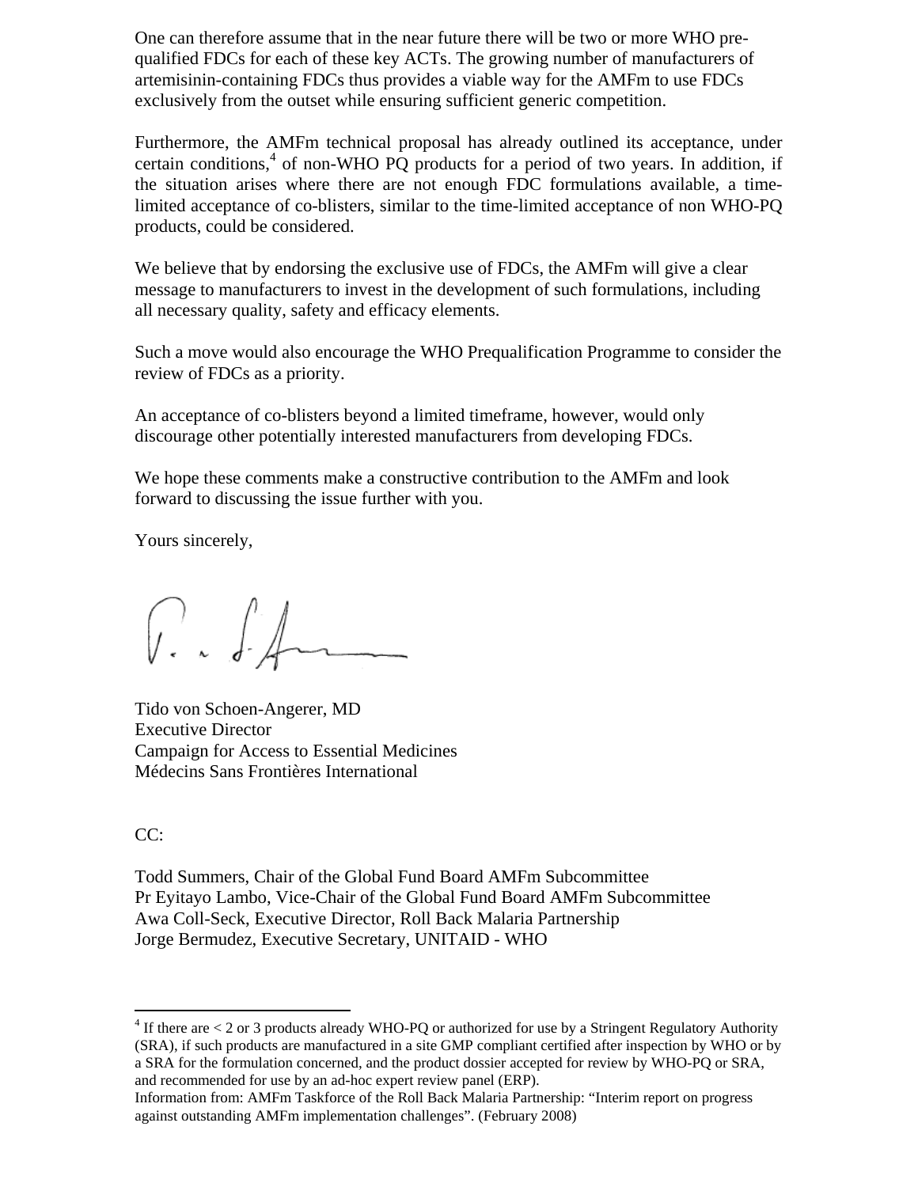One can therefore assume that in the near future there will be two or more WHO pre-qualified FDCs for each of these key ACTs. The growing number of manufacturers of artemisinin-containing FDCs thus provides a viable way for the AMFm to use FDCs exclusively from the outset while ensuring sufficient generic competition.

Furthermore, the AMFm technical proposal has already outlined its acceptance, under certain conditions,[4] of non-WHO PQ products for a period of two years. In addition, if the situation arises where there are not enough FDC formulations available, a time-limited acceptance of co-blisters, similar to the time-limited acceptance of non WHO-PQ products, could be considered.

We believe that by endorsing the exclusive use of FDCs, the AMFm will give a clear message to manufacturers to invest in the development of such formulations, including all necessary quality, safety and efficacy elements.

Such a move would also encourage the WHO Prequalification Programme to consider the review of FDCs as a priority.

An acceptance of co-blisters beyond a limited timeframe, however, would only discourage other potentially interested manufacturers from developing FDCs.

We hope these comments make a constructive contribution to the AMFm and look forward to discussing the issue further with you.

Yours sincerely,

Tido von Schoen-Angerer, MD
Executive Director
Campaign for Access to Essential Medicines
Médecins Sans Frontières International

CC:

Todd Summers, Chair of the Global Fund Board AMFm Subcommittee
Pr Eyitayo Lambo, Vice-Chair of the Global Fund Board AMFm Subcommittee
Awa Coll-Seck, Executive Director, Roll Back Malaria Partnership
Jorge Bermudez, Executive Secretary, UNITAID - WHO

---

[4] If there are < 2 or 3 products already WHO-PQ or authorized for use by a Stringent Regulatory Authority (SRA), if such products are manufactured in a site GMP compliant certified after inspection by WHO or by a SRA for the formulation concerned, and the product dossier accepted for review by WHO-PQ or SRA, and recommended for use by an ad-hoc expert review panel (ERP).
Information from: AMFm Taskforce of the Roll Back Malaria Partnership: "Interim report on progress against outstanding AMFm implementation challenges". (February 2008)